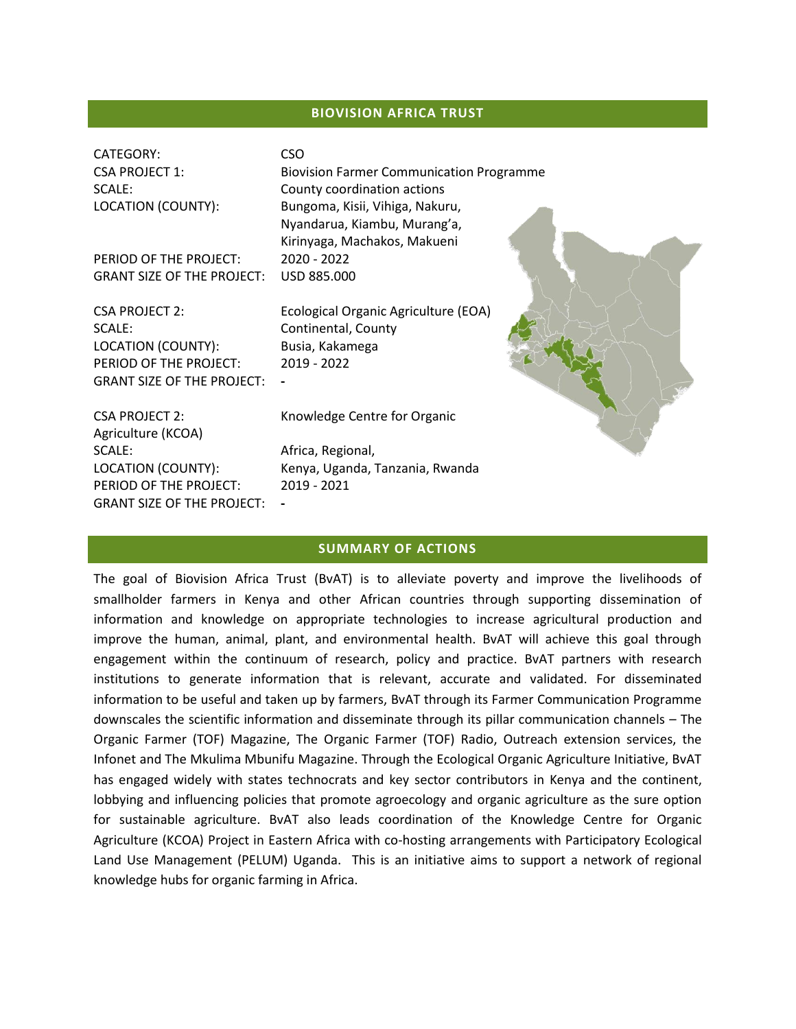## BIOVISION AFRICA TRUST

CATEGORY: CSO

CSA PROJECT 1: Biovision Farmer Communication Programme
SCALE: County coordination actions
LOCATION (COUNTY): Bungoma, Kisii, Vihiga, Nakuru, Nyandarua, Kiambu, Murang'a, Kirinyaga, Machakos, Makueni
PERIOD OF THE PROJECT: 2020 - 2022
GRANT SIZE OF THE PROJECT: USD 885.000

CSA PROJECT 2: Ecological Organic Agriculture (EOA)
SCALE: Continental, County
LOCATION (COUNTY): Busia, Kakamega
PERIOD OF THE PROJECT: 2019 - 2022
GRANT SIZE OF THE PROJECT: -

CSA PROJECT 2: Knowledge Centre for Organic Agriculture (KCOA)
SCALE: Africa, Regional,
LOCATION (COUNTY): Kenya, Uganda, Tanzania, Rwanda
PERIOD OF THE PROJECT: 2019 - 2021
GRANT SIZE OF THE PROJECT: -

## SUMMARY OF ACTIONS

The goal of Biovision Africa Trust (BvAT) is to alleviate poverty and improve the livelihoods of smallholder farmers in Kenya and other African countries through supporting dissemination of information and knowledge on appropriate technologies to increase agricultural production and improve the human, animal, plant, and environmental health. BvAT will achieve this goal through engagement within the continuum of research, policy and practice. BvAT partners with research institutions to generate information that is relevant, accurate and validated. For disseminated information to be useful and taken up by farmers, BvAT through its Farmer Communication Programme downscales the scientific information and disseminate through its pillar communication channels – The Organic Farmer (TOF) Magazine, The Organic Farmer (TOF) Radio, Outreach extension services, the Infonet and The Mkulima Mbunifu Magazine. Through the Ecological Organic Agriculture Initiative, BvAT has engaged widely with states technocrats and key sector contributors in Kenya and the continent, lobbying and influencing policies that promote agroecology and organic agriculture as the sure option for sustainable agriculture. BvAT also leads coordination of the Knowledge Centre for Organic Agriculture (KCOA) Project in Eastern Africa with co-hosting arrangements with Participatory Ecological Land Use Management (PELUM) Uganda. This is an initiative aims to support a network of regional knowledge hubs for organic farming in Africa.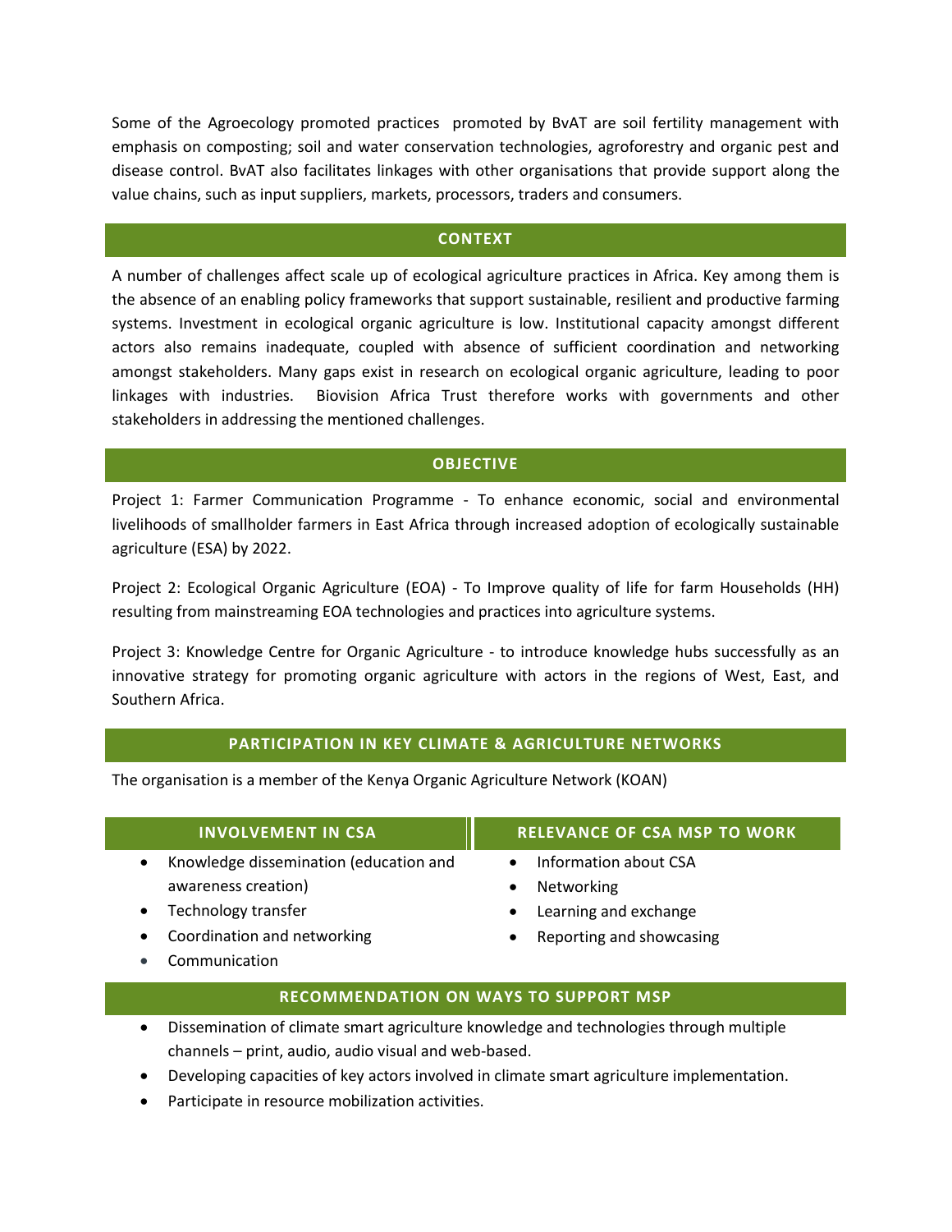Some of the Agroecology promoted practices promoted by BvAT are soil fertility management with emphasis on composting; soil and water conservation technologies, agroforestry and organic pest and disease control. BvAT also facilitates linkages with other organisations that provide support along the value chains, such as input suppliers, markets, processors, traders and consumers.

## CONTEXT

A number of challenges affect scale up of ecological agriculture practices in Africa. Key among them is the absence of an enabling policy frameworks that support sustainable, resilient and productive farming systems. Investment in ecological organic agriculture is low. Institutional capacity amongst different actors also remains inadequate, coupled with absence of sufficient coordination and networking amongst stakeholders. Many gaps exist in research on ecological organic agriculture, leading to poor linkages with industries. Biovision Africa Trust therefore works with governments and other stakeholders in addressing the mentioned challenges.

## OBJECTIVE

Project 1: Farmer Communication Programme - To enhance economic, social and environmental livelihoods of smallholder farmers in East Africa through increased adoption of ecologically sustainable agriculture (ESA) by 2022.

Project 2: Ecological Organic Agriculture (EOA) - To Improve quality of life for farm Households (HH) resulting from mainstreaming EOA technologies and practices into agriculture systems.

Project 3: Knowledge Centre for Organic Agriculture - to introduce knowledge hubs successfully as an innovative strategy for promoting organic agriculture with actors in the regions of West, East, and Southern Africa.

## PARTICIPATION IN KEY CLIMATE & AGRICULTURE NETWORKS

The organisation is a member of the Kenya Organic Agriculture Network (KOAN)

## INVOLVEMENT IN CSA

- Knowledge dissemination (education and awareness creation)
- Technology transfer
- Coordination and networking
- Communication

## RELEVANCE OF CSA MSP TO WORK

- Information about CSA
- Networking
- Learning and exchange
- Reporting and showcasing

## RECOMMENDATION ON WAYS TO SUPPORT MSP

- Dissemination of climate smart agriculture knowledge and technologies through multiple channels – print, audio, audio visual and web-based.
- Developing capacities of key actors involved in climate smart agriculture implementation.
- Participate in resource mobilization activities.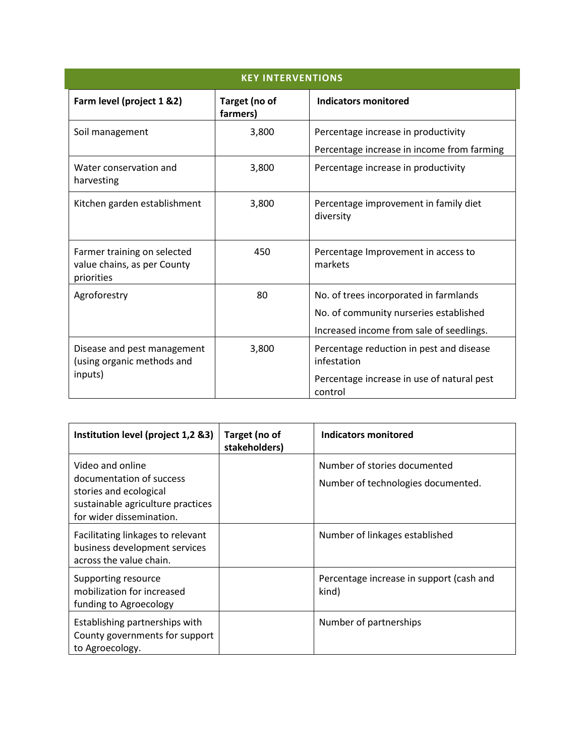## KEY INTERVENTIONS

| Farm level (project 1 &2) | Target (no of farmers) | Indicators monitored |
|---|---|---|
| Soil management | 3,800 | Percentage increase in productivity<br>Percentage increase in income from farming |
| Water conservation and harvesting | 3,800 | Percentage increase in productivity |
| Kitchen garden establishment | 3,800 | Percentage improvement in family diet diversity |
| Farmer training on selected value chains, as per County priorities | 450 | Percentage Improvement in access to markets |
| Agroforestry | 80 | No. of trees incorporated in farmlands<br>No. of community nurseries established<br>Increased income from sale of seedlings. |
| Disease and pest management (using organic methods and inputs) | 3,800 | Percentage reduction in pest and disease infestation<br>Percentage increase in use of natural pest control |

| Institution level (project 1,2 &3) | Target (no of stakeholders) | Indicators monitored |
|---|---|---|
| Video and online documentation of success stories and ecological sustainable agriculture practices for wider dissemination. | | Number of stories documented<br>Number of technologies documented. |
| Facilitating linkages to relevant business development services across the value chain. | | Number of linkages established |
| Supporting resource mobilization for increased funding to Agroecology | | Percentage increase in support (cash and kind) |
| Establishing partnerships with County governments for support to Agroecology. | | Number of partnerships |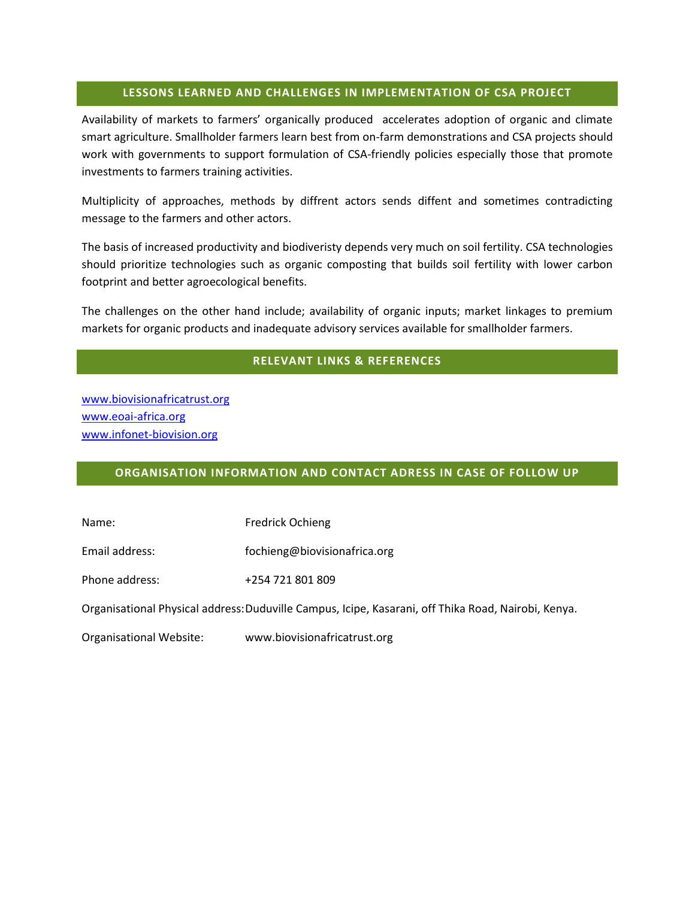## LESSONS LEARNED AND CHALLENGES IN IMPLEMENTATION OF CSA PROJECT

Availability of markets to farmers' organically produced accelerates adoption of organic and climate smart agriculture. Smallholder farmers learn best from on-farm demonstrations and CSA projects should work with governments to support formulation of CSA-friendly policies especially those that promote investments to farmers training activities.

Multiplicity of approaches, methods by diffrent actors sends diffent and sometimes contradicting message to the farmers and other actors.

The basis of increased productivity and biodiveristy depends very much on soil fertility. CSA technologies should prioritize technologies such as organic composting that builds soil fertility with lower carbon footprint and better agroecological benefits.

The challenges on the other hand include; availability of organic inputs; market linkages to premium markets for organic products and inadequate advisory services available for smallholder farmers.

## RELEVANT LINKS & REFERENCES

www.biovisionafricatrust.org
www.eoai-africa.org
www.infonet-biovision.org

## ORGANISATION INFORMATION AND CONTACT ADRESS IN CASE OF FOLLOW UP

| | |
|---|---|
| Name: | Fredrick Ochieng |
| Email address: | fochieng@biovisionafrica.org |
| Phone address: | +254 721 801 809 |
| Organisational Physical address: | Duduville Campus, Icipe, Kasarani, off Thika Road, Nairobi, Kenya. |
| Organisational Website: | www.biovisionafricatrust.org |